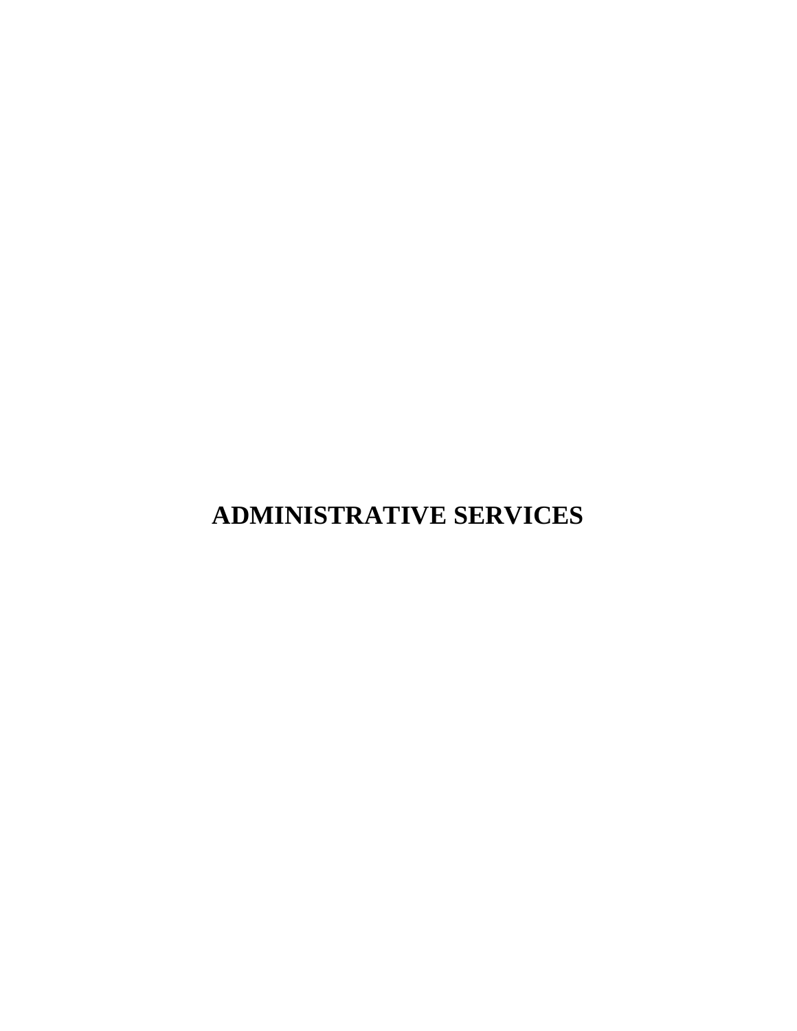# ADMINISTRATIVE SERVICES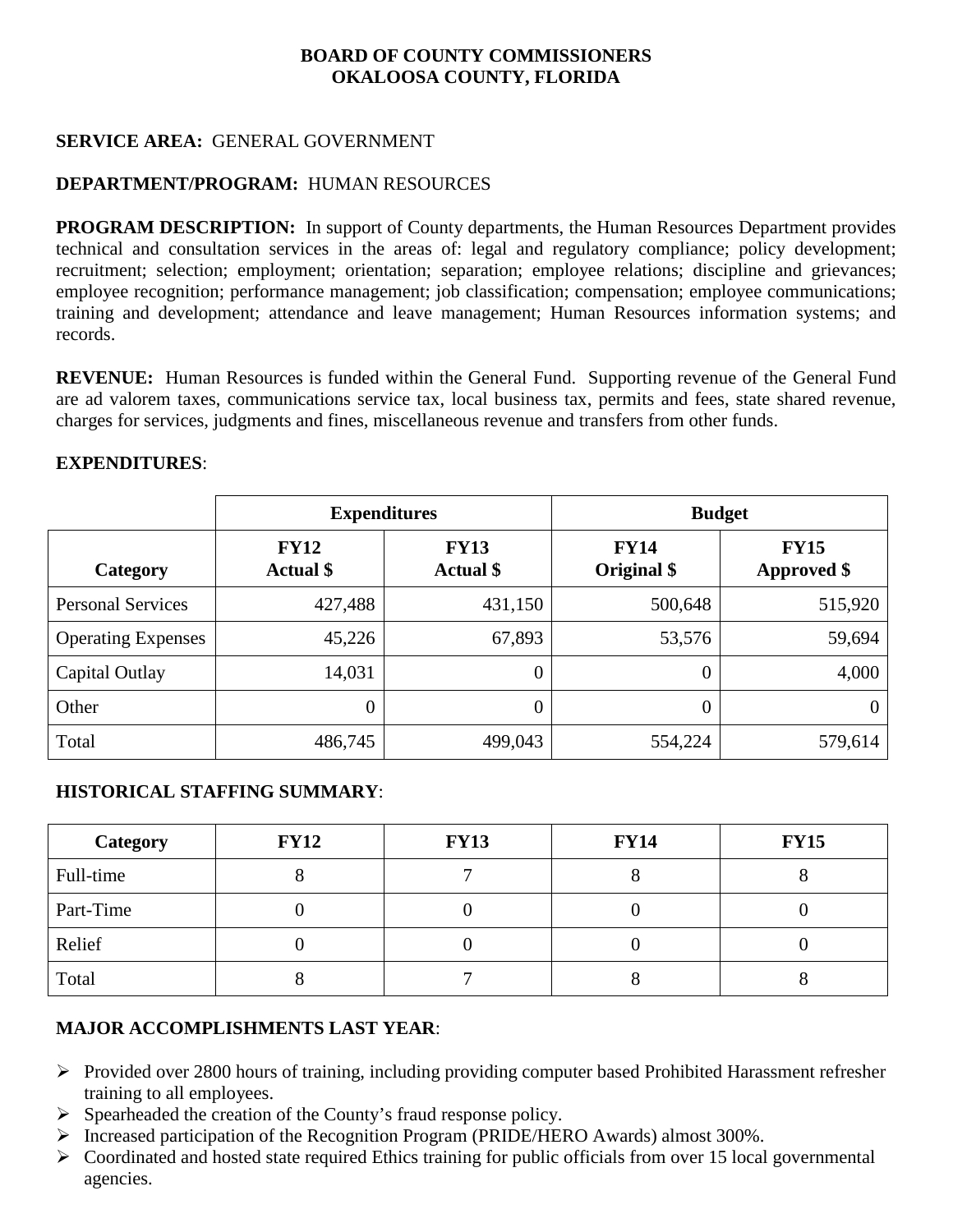**BOARD OF COUNTY COMMISSIONERS**
**OKALOOSA COUNTY, FLORIDA**

**SERVICE AREA:** GENERAL GOVERNMENT

**DEPARTMENT/PROGRAM:** HUMAN RESOURCES

**PROGRAM DESCRIPTION:** In support of County departments, the Human Resources Department provides technical and consultation services in the areas of: legal and regulatory compliance; policy development; recruitment; selection; employment; orientation; separation; employee relations; discipline and grievances; employee recognition; performance management; job classification; compensation; employee communications; training and development; attendance and leave management; Human Resources information systems; and records.

**REVENUE:** Human Resources is funded within the General Fund. Supporting revenue of the General Fund are ad valorem taxes, communications service tax, local business tax, permits and fees, state shared revenue, charges for services, judgments and fines, miscellaneous revenue and transfers from other funds.

**EXPENDITURES**:

| | **Expenditures** | | **Budget** | |
|---|---|---|---|---|
| **Category** | **FY12 Actual $** | **FY13 Actual $** | **FY14 Original $** | **FY15 Approved $** |
| Personal Services | 427,488 | 431,150 | 500,648 | 515,920 |
| Operating Expenses | 45,226 | 67,893 | 53,576 | 59,694 |
| Capital Outlay | 14,031 | 0 | 0 | 4,000 |
| Other | 0 | 0 | 0 | 0 |
| Total | 486,745 | 499,043 | 554,224 | 579,614 |

**HISTORICAL STAFFING SUMMARY**:

| **Category** | **FY12** | **FY13** | **FY14** | **FY15** |
|---|---|---|---|---|
| Full-time | 8 | 7 | 8 | 8 |
| Part-Time | 0 | 0 | 0 | 0 |
| Relief | 0 | 0 | 0 | 0 |
| Total | 8 | 7 | 8 | 8 |

**MAJOR ACCOMPLISHMENTS LAST YEAR**:

- Provided over 2800 hours of training, including providing computer based Prohibited Harassment refresher training to all employees.
- Spearheaded the creation of the County's fraud response policy.
- Increased participation of the Recognition Program (PRIDE/HERO Awards) almost 300%.
- Coordinated and hosted state required Ethics training for public officials from over 15 local governmental agencies.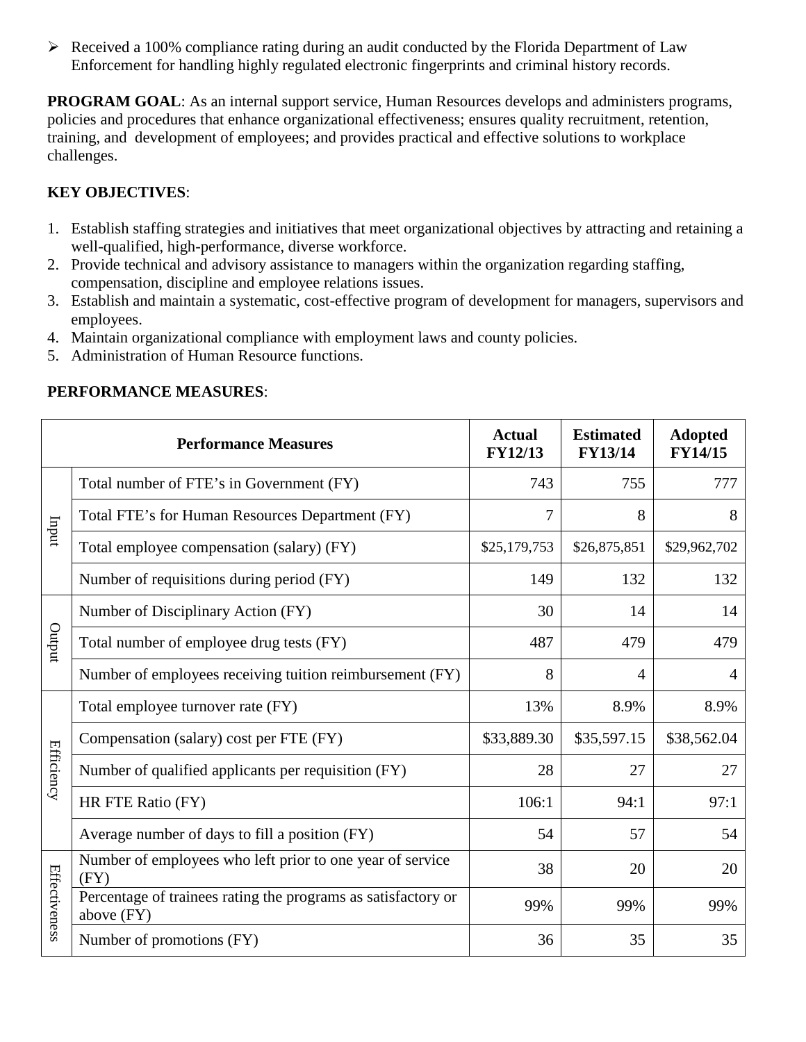- Received a 100% compliance rating during an audit conducted by the Florida Department of Law Enforcement for handling highly regulated electronic fingerprints and criminal history records.

**PROGRAM GOAL**: As an internal support service, Human Resources develops and administers programs, policies and procedures that enhance organizational effectiveness; ensures quality recruitment, retention, training, and development of employees; and provides practical and effective solutions to workplace challenges.

**KEY OBJECTIVES**:

1. Establish staffing strategies and initiatives that meet organizational objectives by attracting and retaining a well-qualified, high-performance, diverse workforce.
2. Provide technical and advisory assistance to managers within the organization regarding staffing, compensation, discipline and employee relations issues.
3. Establish and maintain a systematic, cost-effective program of development for managers, supervisors and employees.
4. Maintain organizational compliance with employment laws and county policies.
5. Administration of Human Resource functions.

**PERFORMANCE MEASURES**:

| | Performance Measures | Actual FY12/13 | Estimated FY13/14 | Adopted FY14/15 |
|---|---|---|---|---|
| Input | Total number of FTE's in Government (FY) | 743 | 755 | 777 |
| | Total FTE's for Human Resources Department (FY) | 7 | 8 | 8 |
| | Total employee compensation (salary) (FY) | $25,179,753 | $26,875,851 | $29,962,702 |
| | Number of requisitions during period (FY) | 149 | 132 | 132 |
| Output | Number of Disciplinary Action (FY) | 30 | 14 | 14 |
| | Total number of employee drug tests (FY) | 487 | 479 | 479 |
| | Number of employees receiving tuition reimbursement (FY) | 8 | 4 | 4 |
| Efficiency | Total employee turnover rate (FY) | 13% | 8.9% | 8.9% |
| | Compensation (salary) cost per FTE (FY) | $33,889.30 | $35,597.15 | $38,562.04 |
| | Number of qualified applicants per requisition (FY) | 28 | 27 | 27 |
| | HR FTE Ratio (FY) | 106:1 | 94:1 | 97:1 |
| | Average number of days to fill a position (FY) | 54 | 57 | 54 |
| Effectiveness | Number of employees who left prior to one year of service (FY) | 38 | 20 | 20 |
| | Percentage of trainees rating the programs as satisfactory or above (FY) | 99% | 99% | 99% |
| | Number of promotions (FY) | 36 | 35 | 35 |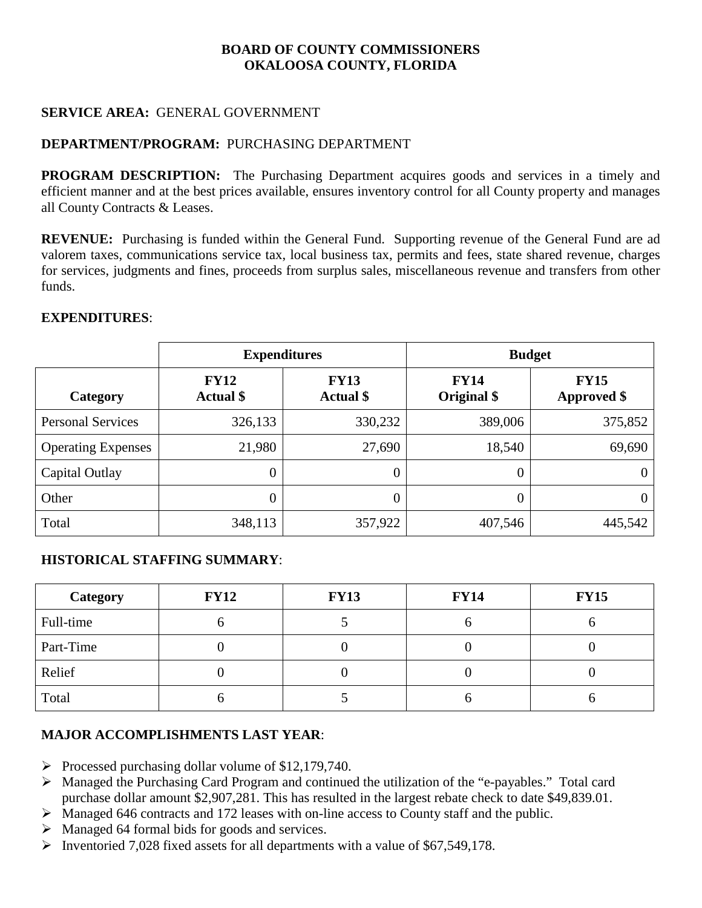**BOARD OF COUNTY COMMISSIONERS**
**OKALOOSA COUNTY, FLORIDA**

**SERVICE AREA:** GENERAL GOVERNMENT

**DEPARTMENT/PROGRAM:** PURCHASING DEPARTMENT

**PROGRAM DESCRIPTION:** The Purchasing Department acquires goods and services in a timely and efficient manner and at the best prices available, ensures inventory control for all County property and manages all County Contracts & Leases.

**REVENUE:** Purchasing is funded within the General Fund. Supporting revenue of the General Fund are ad valorem taxes, communications service tax, local business tax, permits and fees, state shared revenue, charges for services, judgments and fines, proceeds from surplus sales, miscellaneous revenue and transfers from other funds.

**EXPENDITURES**:

| | **Expenditures** | | **Budget** | |
|---|---|---|---|---|
| **Category** | **FY12 Actual $** | **FY13 Actual $** | **FY14 Original $** | **FY15 Approved $** |
| Personal Services | 326,133 | 330,232 | 389,006 | 375,852 |
| Operating Expenses | 21,980 | 27,690 | 18,540 | 69,690 |
| Capital Outlay | 0 | 0 | 0 | 0 |
| Other | 0 | 0 | 0 | 0 |
| Total | 348,113 | 357,922 | 407,546 | 445,542 |

**HISTORICAL STAFFING SUMMARY**:

| **Category** | **FY12** | **FY13** | **FY14** | **FY15** |
|---|---|---|---|---|
| Full-time | 6 | 5 | 6 | 6 |
| Part-Time | 0 | 0 | 0 | 0 |
| Relief | 0 | 0 | 0 | 0 |
| Total | 6 | 5 | 6 | 6 |

**MAJOR ACCOMPLISHMENTS LAST YEAR**:

- Processed purchasing dollar volume of $12,179,740.
- Managed the Purchasing Card Program and continued the utilization of the "e-payables." Total card purchase dollar amount $2,907,281. This has resulted in the largest rebate check to date $49,839.01.
- Managed 646 contracts and 172 leases with on-line access to County staff and the public.
- Managed 64 formal bids for goods and services.
- Inventoried 7,028 fixed assets for all departments with a value of $67,549,178.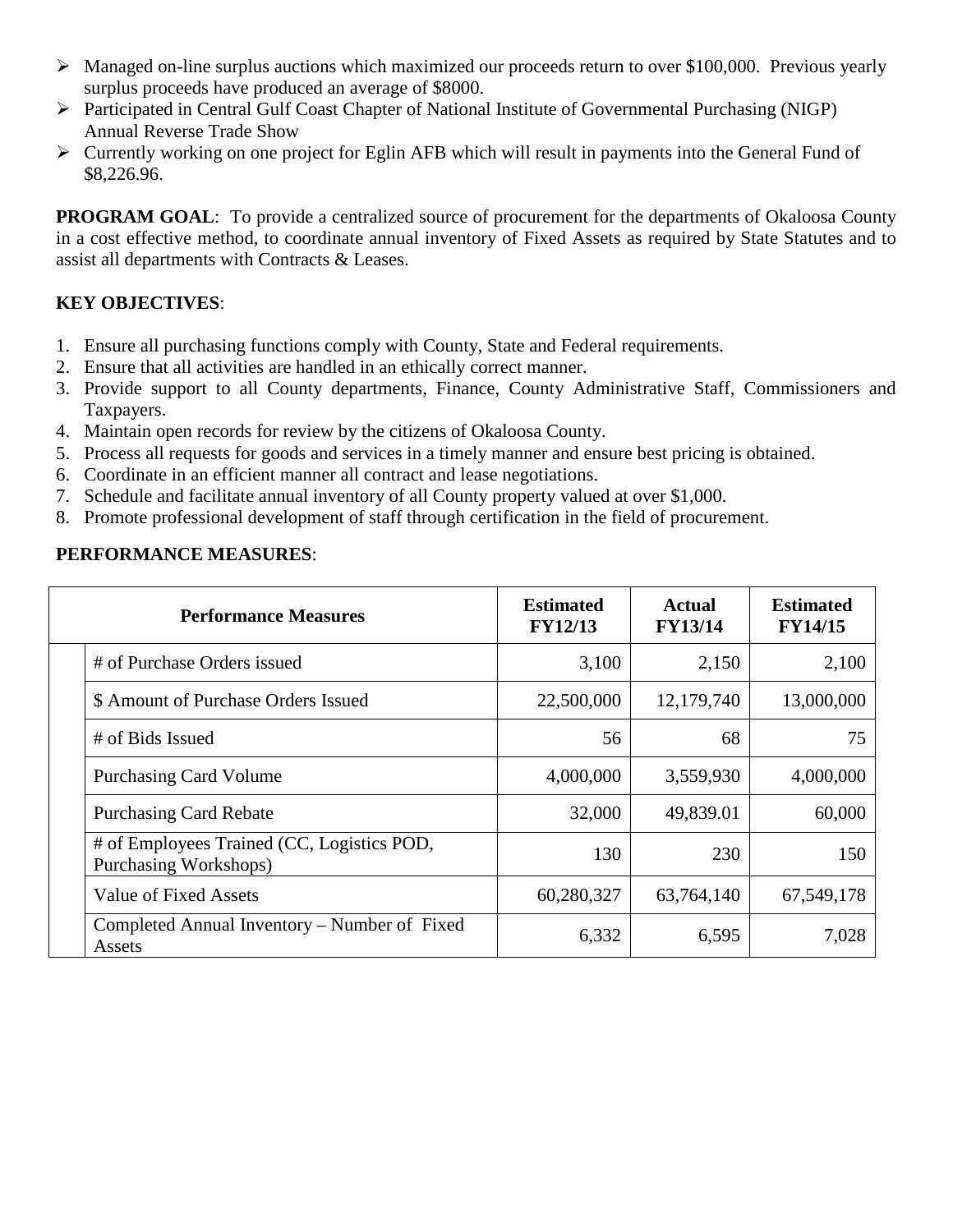- Managed on-line surplus auctions which maximized our proceeds return to over $100,000. Previous yearly surplus proceeds have produced an average of $8000.
- Participated in Central Gulf Coast Chapter of National Institute of Governmental Purchasing (NIGP) Annual Reverse Trade Show
- Currently working on one project for Eglin AFB which will result in payments into the General Fund of $8,226.96.

**PROGRAM GOAL**: To provide a centralized source of procurement for the departments of Okaloosa County in a cost effective method, to coordinate annual inventory of Fixed Assets as required by State Statutes and to assist all departments with Contracts & Leases.

**KEY OBJECTIVES**:

1. Ensure all purchasing functions comply with County, State and Federal requirements.
2. Ensure that all activities are handled in an ethically correct manner.
3. Provide support to all County departments, Finance, County Administrative Staff, Commissioners and Taxpayers.
4. Maintain open records for review by the citizens of Okaloosa County.
5. Process all requests for goods and services in a timely manner and ensure best pricing is obtained.
6. Coordinate in an efficient manner all contract and lease negotiations.
7. Schedule and facilitate annual inventory of all County property valued at over $1,000.
8. Promote professional development of staff through certification in the field of procurement.

**PERFORMANCE MEASURES**:

| Performance Measures | Estimated FY12/13 | Actual FY13/14 | Estimated FY14/15 |
|---|---|---|---|
| # of Purchase Orders issued | 3,100 | 2,150 | 2,100 |
| $ Amount of Purchase Orders Issued | 22,500,000 | 12,179,740 | 13,000,000 |
| # of Bids Issued | 56 | 68 | 75 |
| Purchasing Card Volume | 4,000,000 | 3,559,930 | 4,000,000 |
| Purchasing Card Rebate | 32,000 | 49,839.01 | 60,000 |
| # of Employees Trained (CC, Logistics POD, Purchasing Workshops) | 130 | 230 | 150 |
| Value of Fixed Assets | 60,280,327 | 63,764,140 | 67,549,178 |
| Completed Annual Inventory – Number of Fixed Assets | 6,332 | 6,595 | 7,028 |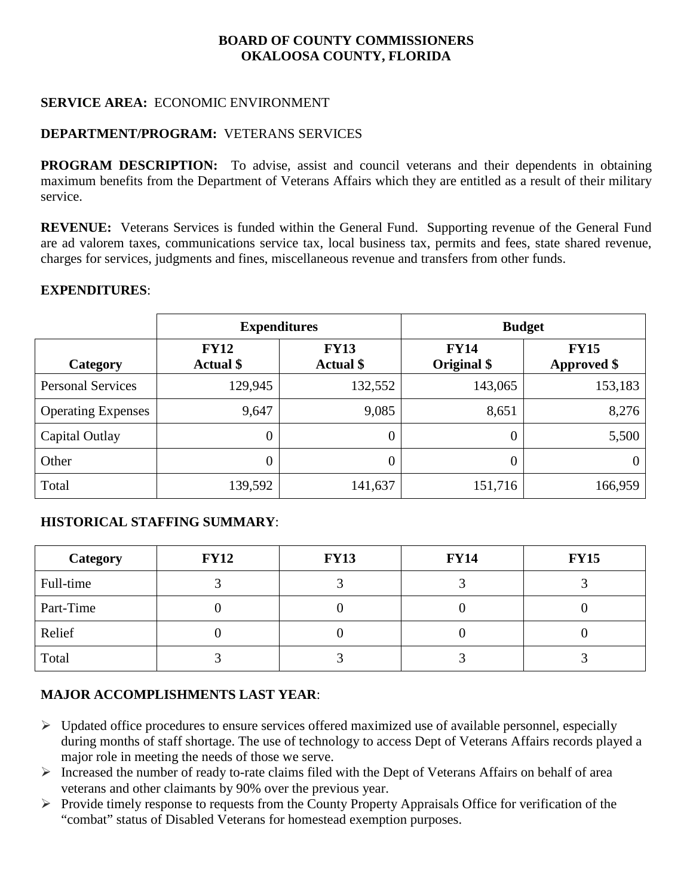**BOARD OF COUNTY COMMISSIONERS**
**OKALOOSA COUNTY, FLORIDA**

**SERVICE AREA:** ECONOMIC ENVIRONMENT

**DEPARTMENT/PROGRAM:** VETERANS SERVICES

**PROGRAM DESCRIPTION:** To advise, assist and council veterans and their dependents in obtaining maximum benefits from the Department of Veterans Affairs which they are entitled as a result of their military service.

**REVENUE:** Veterans Services is funded within the General Fund. Supporting revenue of the General Fund are ad valorem taxes, communications service tax, local business tax, permits and fees, state shared revenue, charges for services, judgments and fines, miscellaneous revenue and transfers from other funds.

**EXPENDITURES**:

| | Expenditures | | Budget | |
|---|---|---|---|---|
| **Category** | **FY12 Actual $** | **FY13 Actual $** | **FY14 Original $** | **FY15 Approved $** |
| Personal Services | 129,945 | 132,552 | 143,065 | 153,183 |
| Operating Expenses | 9,647 | 9,085 | 8,651 | 8,276 |
| Capital Outlay | 0 | 0 | 0 | 5,500 |
| Other | 0 | 0 | 0 | 0 |
| Total | 139,592 | 141,637 | 151,716 | 166,959 |

**HISTORICAL STAFFING SUMMARY**:

| Category | FY12 | FY13 | FY14 | FY15 |
|---|---|---|---|---|
| Full-time | 3 | 3 | 3 | 3 |
| Part-Time | 0 | 0 | 0 | 0 |
| Relief | 0 | 0 | 0 | 0 |
| Total | 3 | 3 | 3 | 3 |

**MAJOR ACCOMPLISHMENTS LAST YEAR**:

- Updated office procedures to ensure services offered maximized use of available personnel, especially during months of staff shortage. The use of technology to access Dept of Veterans Affairs records played a major role in meeting the needs of those we serve.
- Increased the number of ready to-rate claims filed with the Dept of Veterans Affairs on behalf of area veterans and other claimants by 90% over the previous year.
- Provide timely response to requests from the County Property Appraisals Office for verification of the "combat" status of Disabled Veterans for homestead exemption purposes.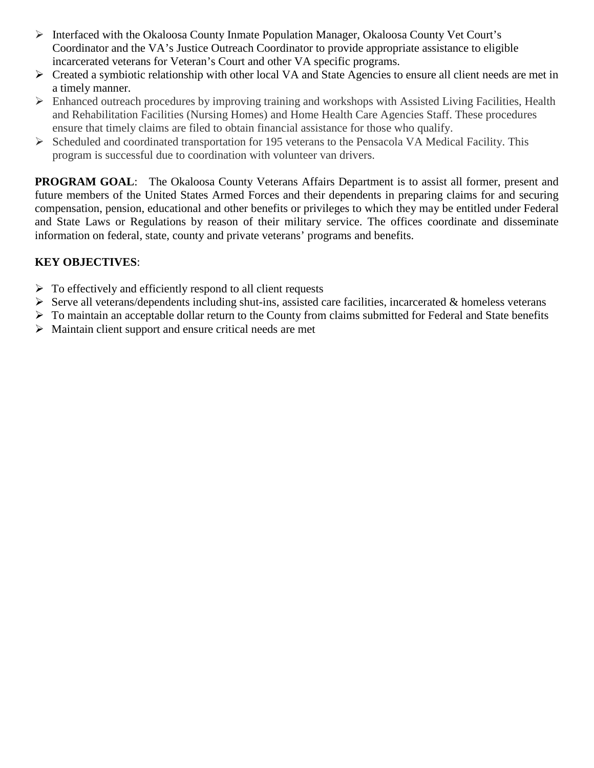- Interfaced with the Okaloosa County Inmate Population Manager, Okaloosa County Vet Court's Coordinator and the VA's Justice Outreach Coordinator to provide appropriate assistance to eligible incarcerated veterans for Veteran's Court and other VA specific programs.
- Created a symbiotic relationship with other local VA and State Agencies to ensure all client needs are met in a timely manner.
- Enhanced outreach procedures by improving training and workshops with Assisted Living Facilities, Health and Rehabilitation Facilities (Nursing Homes) and Home Health Care Agencies Staff. These procedures ensure that timely claims are filed to obtain financial assistance for those who qualify.
- Scheduled and coordinated transportation for 195 veterans to the Pensacola VA Medical Facility. This program is successful due to coordination with volunteer van drivers.

**PROGRAM GOAL**: The Okaloosa County Veterans Affairs Department is to assist all former, present and future members of the United States Armed Forces and their dependents in preparing claims for and securing compensation, pension, educational and other benefits or privileges to which they may be entitled under Federal and State Laws or Regulations by reason of their military service. The offices coordinate and disseminate information on federal, state, county and private veterans' programs and benefits.

**KEY OBJECTIVES**:

- To effectively and efficiently respond to all client requests
- Serve all veterans/dependents including shut-ins, assisted care facilities, incarcerated & homeless veterans
- To maintain an acceptable dollar return to the County from claims submitted for Federal and State benefits
- Maintain client support and ensure critical needs are met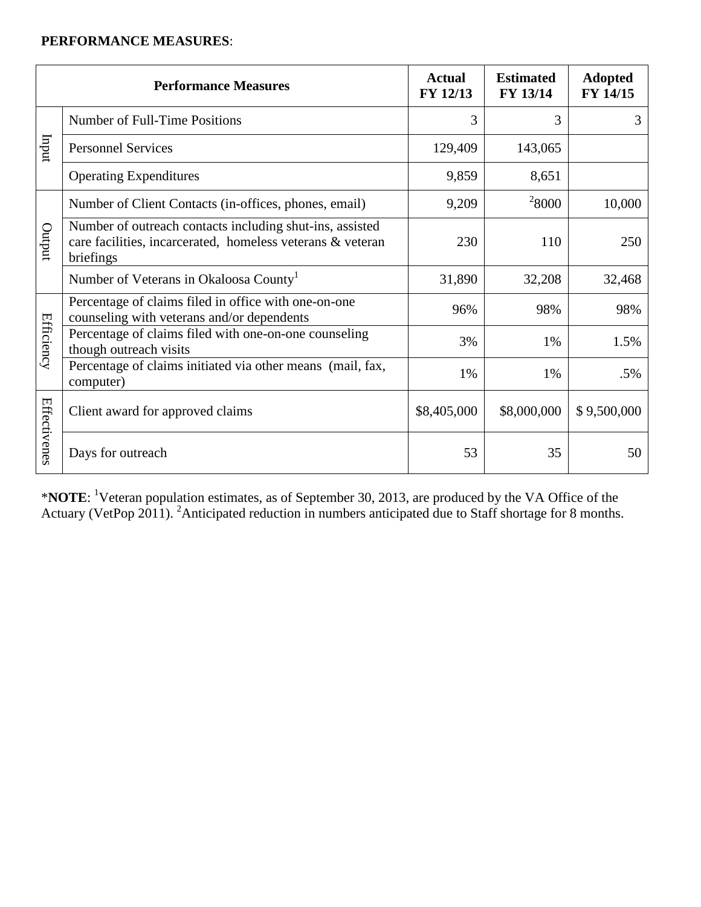**PERFORMANCE MEASURES**:

| | Performance Measures | Actual FY 12/13 | Estimated FY 13/14 | Adopted FY 14/15 |
|---|---|---|---|---|
| Input | Number of Full-Time Positions | 3 | 3 | 3 |
| | Personnel Services | 129,409 | 143,065 | |
| | Operating Expenditures | 9,859 | 8,651 | |
| Output | Number of Client Contacts (in-offices, phones, email) | 9,209 | [2]8000 | 10,000 |
| | Number of outreach contacts including shut-ins, assisted care facilities, incarcerated, homeless veterans & veteran briefings | 230 | 110 | 250 |
| | Number of Veterans in Okaloosa County[1] | 31,890 | 32,208 | 32,468 |
| Efficiency | Percentage of claims filed in office with one-on-one counseling with veterans and/or dependents | 96% | 98% | 98% |
| | Percentage of claims filed with one-on-one counseling though outreach visits | 3% | 1% | 1.5% |
| | Percentage of claims initiated via other means (mail, fax, computer) | 1% | 1% | .5% |
| Effectivenes | Client award for approved claims | $8,405,000 | $8,000,000 | $ 9,500,000 |
| | Days for outreach | 53 | 35 | 50 |

\***NOTE**: [1]Veteran population estimates, as of September 30, 2013, are produced by the VA Office of the Actuary (VetPop 2011). [2]Anticipated reduction in numbers anticipated due to Staff shortage for 8 months.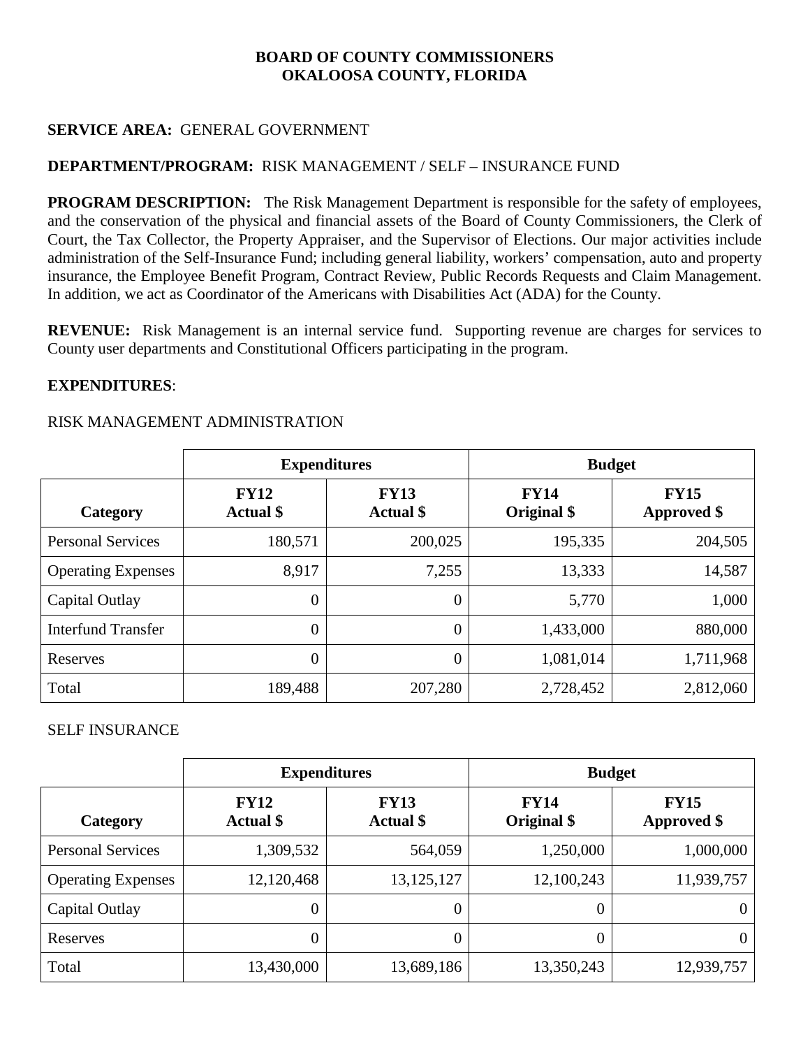**BOARD OF COUNTY COMMISSIONERS**
**OKALOOSA COUNTY, FLORIDA**

**SERVICE AREA:** GENERAL GOVERNMENT

**DEPARTMENT/PROGRAM:** RISK MANAGEMENT / SELF – INSURANCE FUND

**PROGRAM DESCRIPTION:** The Risk Management Department is responsible for the safety of employees, and the conservation of the physical and financial assets of the Board of County Commissioners, the Clerk of Court, the Tax Collector, the Property Appraiser, and the Supervisor of Elections. Our major activities include administration of the Self-Insurance Fund; including general liability, workers' compensation, auto and property insurance, the Employee Benefit Program, Contract Review, Public Records Requests and Claim Management. In addition, we act as Coordinator of the Americans with Disabilities Act (ADA) for the County.

**REVENUE:** Risk Management is an internal service fund. Supporting revenue are charges for services to County user departments and Constitutional Officers participating in the program.

**EXPENDITURES**:

RISK MANAGEMENT ADMINISTRATION

| | **Expenditures** | | **Budget** | |
|---|---|---|---|---|
| **Category** | **FY12 Actual $** | **FY13 Actual $** | **FY14 Original $** | **FY15 Approved $** |
| Personal Services | 180,571 | 200,025 | 195,335 | 204,505 |
| Operating Expenses | 8,917 | 7,255 | 13,333 | 14,587 |
| Capital Outlay | 0 | 0 | 5,770 | 1,000 |
| Interfund Transfer | 0 | 0 | 1,433,000 | 880,000 |
| Reserves | 0 | 0 | 1,081,014 | 1,711,968 |
| Total | 189,488 | 207,280 | 2,728,452 | 2,812,060 |

SELF INSURANCE

| | **Expenditures** | | **Budget** | |
|---|---|---|---|---|
| **Category** | **FY12 Actual $** | **FY13 Actual $** | **FY14 Original $** | **FY15 Approved $** |
| Personal Services | 1,309,532 | 564,059 | 1,250,000 | 1,000,000 |
| Operating Expenses | 12,120,468 | 13,125,127 | 12,100,243 | 11,939,757 |
| Capital Outlay | 0 | 0 | 0 | 0 |
| Reserves | 0 | 0 | 0 | 0 |
| Total | 13,430,000 | 13,689,186 | 13,350,243 | 12,939,757 |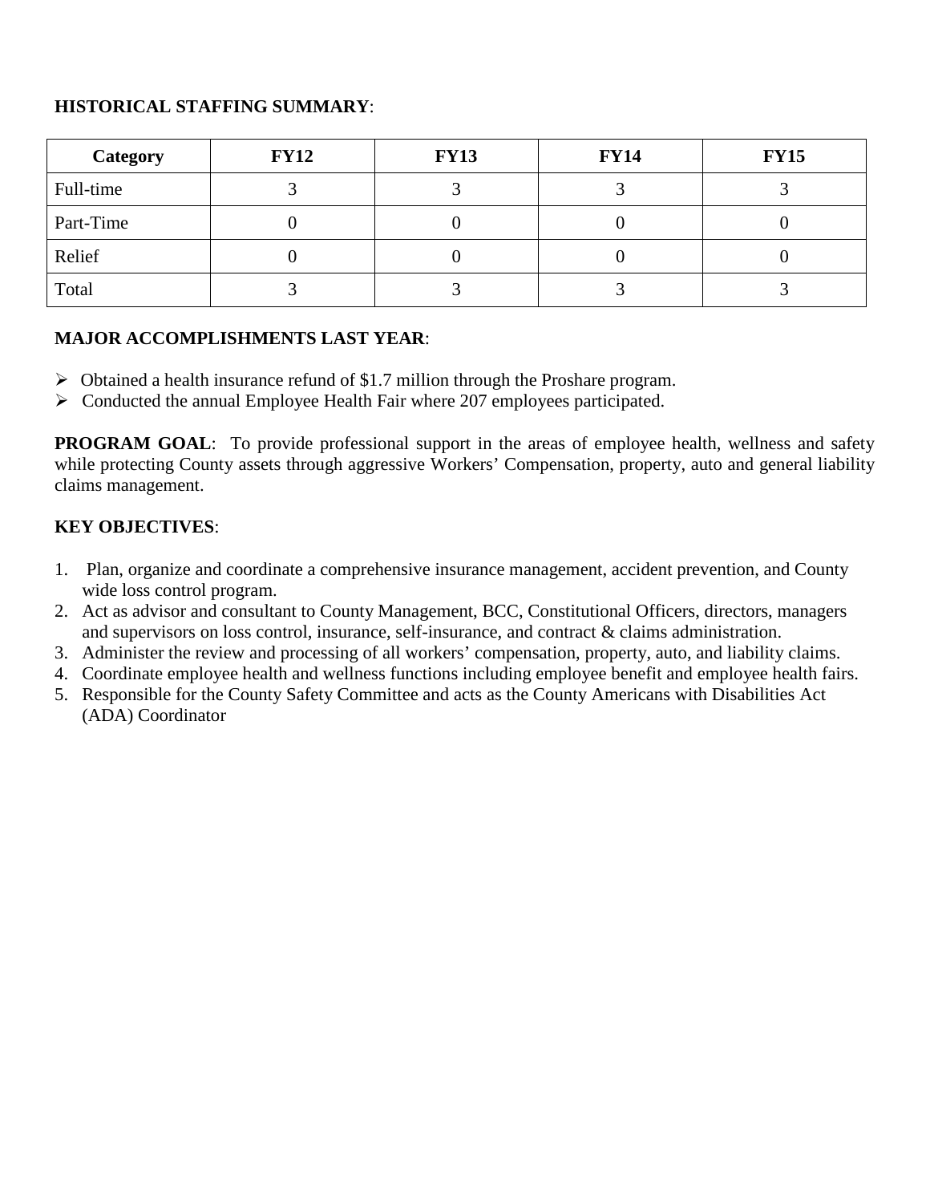**HISTORICAL STAFFING SUMMARY**:

| Category | FY12 | FY13 | FY14 | FY15 |
|---|---|---|---|---|
| Full-time | 3 | 3 | 3 | 3 |
| Part-Time | 0 | 0 | 0 | 0 |
| Relief | 0 | 0 | 0 | 0 |
| Total | 3 | 3 | 3 | 3 |

**MAJOR ACCOMPLISHMENTS LAST YEAR**:

- Obtained a health insurance refund of $1.7 million through the Proshare program.
- Conducted the annual Employee Health Fair where 207 employees participated.

**PROGRAM GOAL**: To provide professional support in the areas of employee health, wellness and safety while protecting County assets through aggressive Workers' Compensation, property, auto and general liability claims management.

**KEY OBJECTIVES**:

1. Plan, organize and coordinate a comprehensive insurance management, accident prevention, and County wide loss control program.
2. Act as advisor and consultant to County Management, BCC, Constitutional Officers, directors, managers and supervisors on loss control, insurance, self-insurance, and contract & claims administration.
3. Administer the review and processing of all workers' compensation, property, auto, and liability claims.
4. Coordinate employee health and wellness functions including employee benefit and employee health fairs.
5. Responsible for the County Safety Committee and acts as the County Americans with Disabilities Act (ADA) Coordinator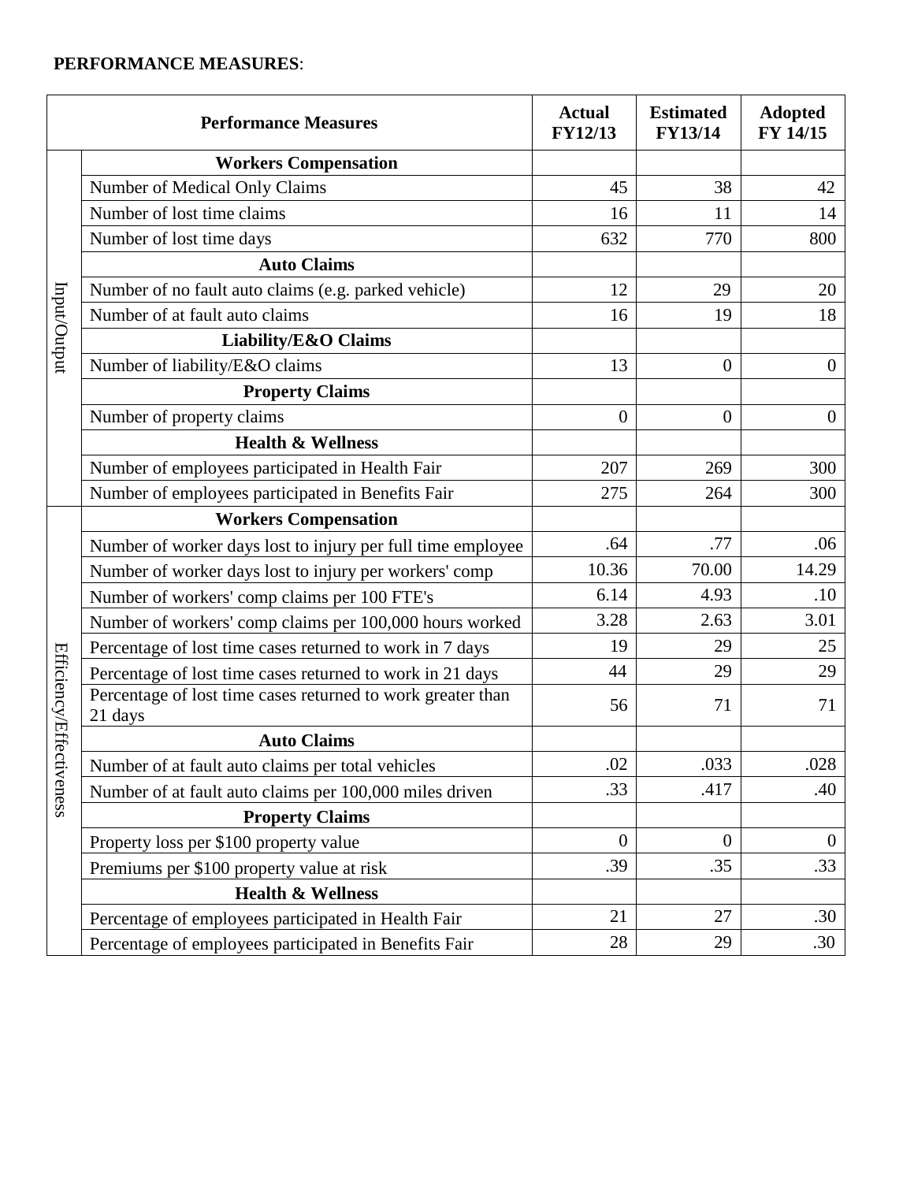**PERFORMANCE MEASURES**:

| | Performance Measures | Actual FY12/13 | Estimated FY13/14 | Adopted FY 14/15 |
|---|---|---|---|---|
| Input/Output | **Workers Compensation** | | | |
| | Number of Medical Only Claims | 45 | 38 | 42 |
| | Number of lost time claims | 16 | 11 | 14 |
| | Number of lost time days | 632 | 770 | 800 |
| | **Auto Claims** | | | |
| | Number of no fault auto claims (e.g. parked vehicle) | 12 | 29 | 20 |
| | Number of at fault auto claims | 16 | 19 | 18 |
| | **Liability/E&O Claims** | | | |
| | Number of liability/E&O claims | 13 | 0 | 0 |
| | **Property Claims** | | | |
| | Number of property claims | 0 | 0 | 0 |
| | **Health & Wellness** | | | |
| | Number of employees participated in Health Fair | 207 | 269 | 300 |
| | Number of employees participated in Benefits Fair | 275 | 264 | 300 |
| Efficiency/Effectiveness | **Workers Compensation** | | | |
| | Number of worker days lost to injury per full time employee | .64 | .77 | .06 |
| | Number of worker days lost to injury per workers' comp | 10.36 | 70.00 | 14.29 |
| | Number of workers' comp claims per 100 FTE's | 6.14 | 4.93 | .10 |
| | Number of workers' comp claims per 100,000 hours worked | 3.28 | 2.63 | 3.01 |
| | Percentage of lost time cases returned to work in 7 days | 19 | 29 | 25 |
| | Percentage of lost time cases returned to work in 21 days | 44 | 29 | 29 |
| | Percentage of lost time cases returned to work greater than 21 days | 56 | 71 | 71 |
| | **Auto Claims** | | | |
| | Number of at fault auto claims per total vehicles | .02 | .033 | .028 |
| | Number of at fault auto claims per 100,000 miles driven | .33 | .417 | .40 |
| | **Property Claims** | | | |
| | Property loss per $100 property value | 0 | 0 | 0 |
| | Premiums per $100 property value at risk | .39 | .35 | .33 |
| | **Health & Wellness** | | | |
| | Percentage of employees participated in Health Fair | 21 | 27 | .30 |
| | Percentage of employees participated in Benefits Fair | 28 | 29 | .30 |